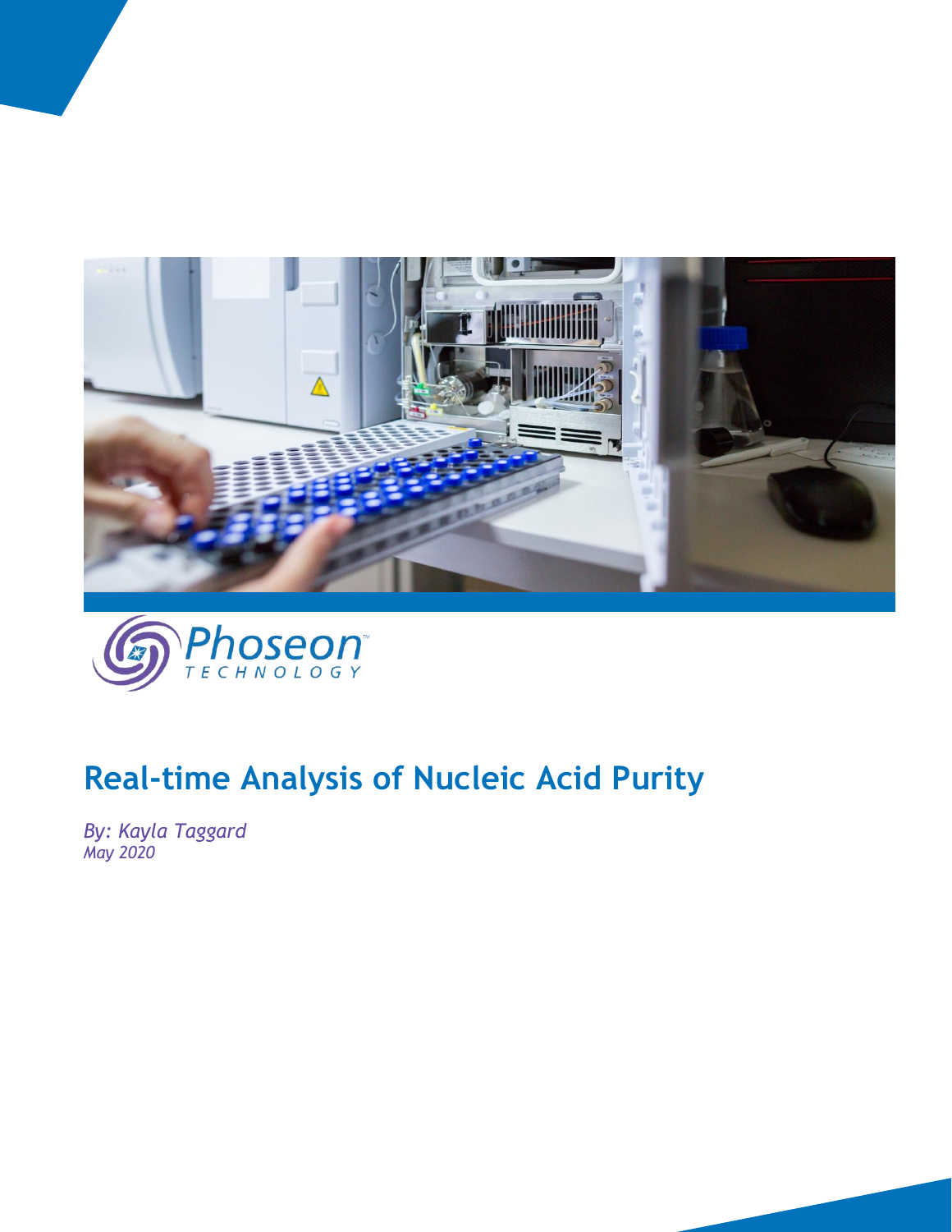Phoseon TECHNOLOGY

# Real-time Analysis of Nucleic Acid Purity

*By: Kayla Taggard*
*May 2020*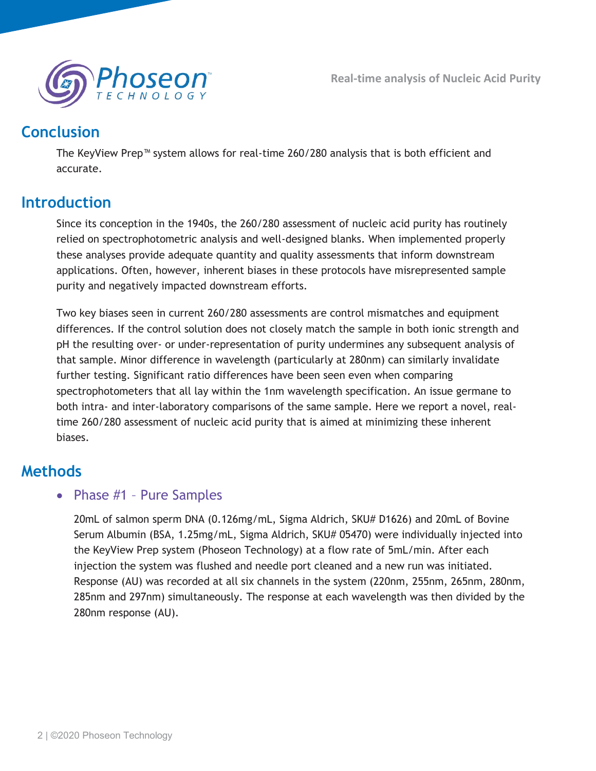## Conclusion

The KeyView Prep™ system allows for real-time 260/280 analysis that is both efficient and accurate.

## Introduction

Since its conception in the 1940s, the 260/280 assessment of nucleic acid purity has routinely relied on spectrophotometric analysis and well-designed blanks. When implemented properly these analyses provide adequate quantity and quality assessments that inform downstream applications. Often, however, inherent biases in these protocols have misrepresented sample purity and negatively impacted downstream efforts.

Two key biases seen in current 260/280 assessments are control mismatches and equipment differences. If the control solution does not closely match the sample in both ionic strength and pH the resulting over- or under-representation of purity undermines any subsequent analysis of that sample. Minor difference in wavelength (particularly at 280nm) can similarly invalidate further testing. Significant ratio differences have been seen even when comparing spectrophotometers that all lay within the 1nm wavelength specification. An issue germane to both intra- and inter-laboratory comparisons of the same sample. Here we report a novel, real-time 260/280 assessment of nucleic acid purity that is aimed at minimizing these inherent biases.

## Methods

- ### Phase #1 – Pure Samples

  20mL of salmon sperm DNA (0.126mg/mL, Sigma Aldrich, SKU# D1626) and 20mL of Bovine Serum Albumin (BSA, 1.25mg/mL, Sigma Aldrich, SKU# 05470) were individually injected into the KeyView Prep system (Phoseon Technology) at a flow rate of 5mL/min. After each injection the system was flushed and needle port cleaned and a new run was initiated. Response (AU) was recorded at all six channels in the system (220nm, 255nm, 265nm, 280nm, 285nm and 297nm) simultaneously. The response at each wavelength was then divided by the 280nm response (AU).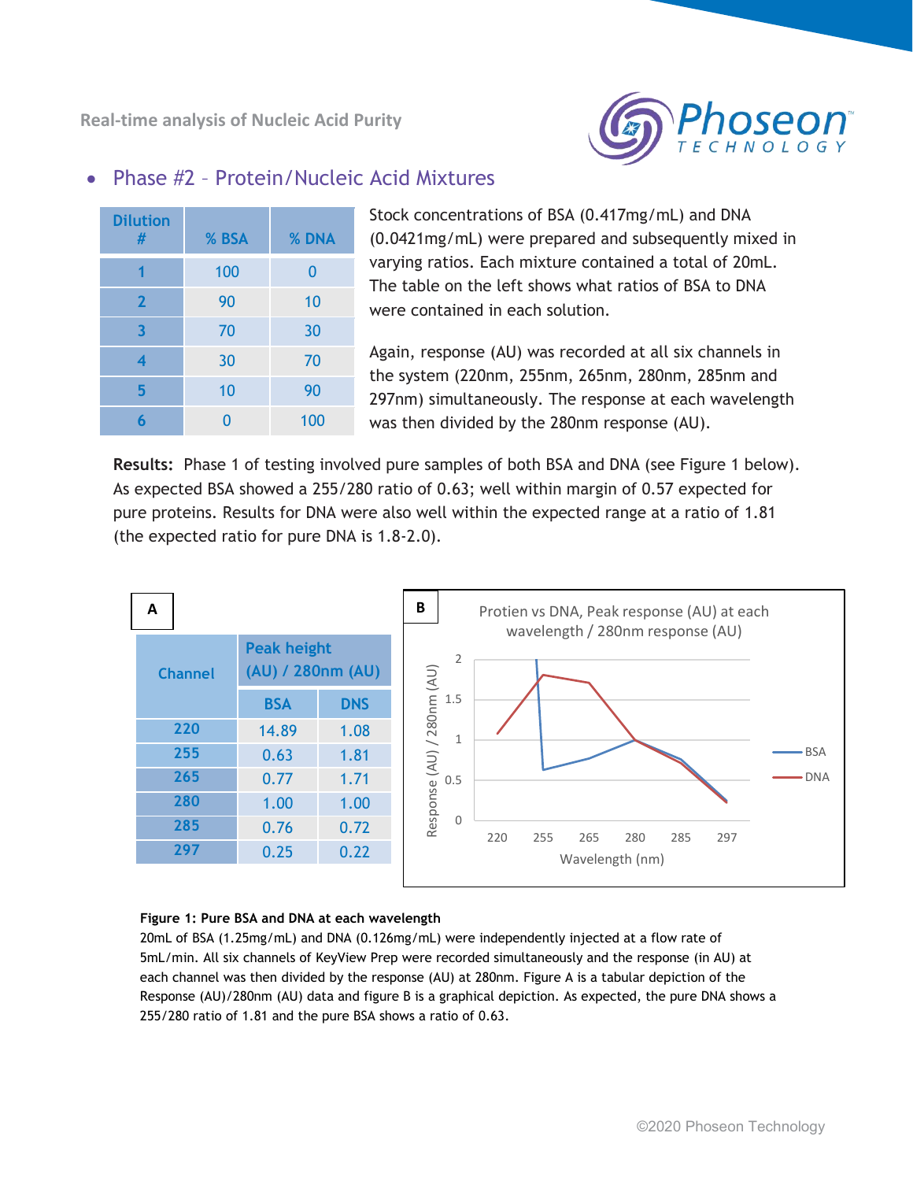- Phase #2 – Protein/Nucleic Acid Mixtures

| Dilution # | % BSA | % DNA |
|---|---|---|
| 1 | 100 | 0 |
| 2 | 90 | 10 |
| 3 | 70 | 30 |
| 4 | 30 | 70 |
| 5 | 10 | 90 |
| 6 | 0 | 100 |

Stock concentrations of BSA (0.417mg/mL) and DNA (0.0421mg/mL) were prepared and subsequently mixed in varying ratios. Each mixture contained a total of 20mL. The table on the left shows what ratios of BSA to DNA were contained in each solution.

Again, response (AU) was recorded at all six channels in the system (220nm, 255nm, 265nm, 280nm, 285nm and 297nm) simultaneously. The response at each wavelength was then divided by the 280nm response (AU).

**Results:** Phase 1 of testing involved pure samples of both BSA and DNA (see Figure 1 below). As expected BSA showed a 255/280 ratio of 0.63; well within margin of 0.57 expected for pure proteins. Results for DNA were also well within the expected range at a ratio of 1.81 (the expected ratio for pure DNA is 1.8-2.0).

**A**

| Channel | Peak height (AU) / 280nm (AU) | |
|---|---|---|
| | BSA | DNS |
| 220 | 14.89 | 1.08 |
| 255 | 0.63 | 1.81 |
| 265 | 0.77 | 1.71 |
| 280 | 1.00 | 1.00 |
| 285 | 0.76 | 0.72 |
| 297 | 0.25 | 0.22 |

**B**

Protien vs DNA, Peak response (AU) at each wavelength / 280nm response (AU)

**Figure 1: Pure BSA and DNA at each wavelength**

20mL of BSA (1.25mg/mL) and DNA (0.126mg/mL) were independently injected at a flow rate of 5mL/min. All six channels of KeyView Prep were recorded simultaneously and the response (in AU) at each channel was then divided by the response (AU) at 280nm. Figure A is a tabular depiction of the Response (AU)/280nm (AU) data and figure B is a graphical depiction. As expected, the pure DNA shows a 255/280 ratio of 1.81 and the pure BSA shows a ratio of 0.63.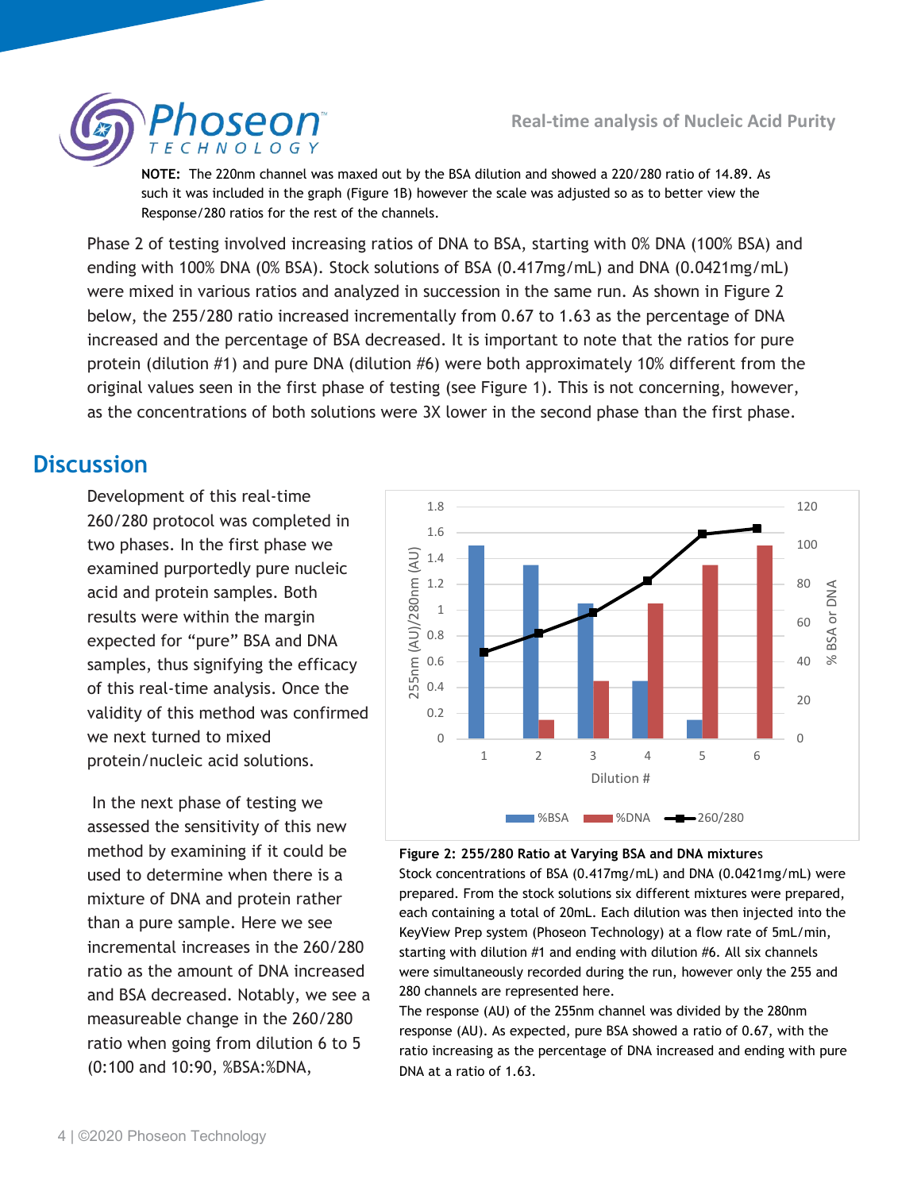**NOTE:** The 220nm channel was maxed out by the BSA dilution and showed a 220/280 ratio of 14.89. As such it was included in the graph (Figure 1B) however the scale was adjusted so as to better view the Response/280 ratios for the rest of the channels.

Phase 2 of testing involved increasing ratios of DNA to BSA, starting with 0% DNA (100% BSA) and ending with 100% DNA (0% BSA). Stock solutions of BSA (0.417mg/mL) and DNA (0.0421mg/mL) were mixed in various ratios and analyzed in succession in the same run. As shown in Figure 2 below, the 255/280 ratio increased incrementally from 0.67 to 1.63 as the percentage of DNA increased and the percentage of BSA decreased. It is important to note that the ratios for pure protein (dilution #1) and pure DNA (dilution #6) were both approximately 10% different from the original values seen in the first phase of testing (see Figure 1). This is not concerning, however, as the concentrations of both solutions were 3X lower in the second phase than the first phase.

## Discussion

Development of this real-time 260/280 protocol was completed in two phases. In the first phase we examined purportedly pure nucleic acid and protein samples. Both results were within the margin expected for "pure" BSA and DNA samples, thus signifying the efficacy of this real-time analysis. Once the validity of this method was confirmed we next turned to mixed protein/nucleic acid solutions.

In the next phase of testing we assessed the sensitivity of this new method by examining if it could be used to determine when there is a mixture of DNA and protein rather than a pure sample. Here we see incremental increases in the 260/280 ratio as the amount of DNA increased and BSA decreased. Notably, we see a measureable change in the 260/280 ratio when going from dilution 6 to 5 (0:100 and 10:90, %BSA:%DNA,

**Figure 2: 255/280 Ratio at Varying BSA and DNA mixtures**
Stock concentrations of BSA (0.417mg/mL) and DNA (0.0421mg/mL) were prepared. From the stock solutions six different mixtures were prepared, each containing a total of 20mL. Each dilution was then injected into the KeyView Prep system (Phoseon Technology) at a flow rate of 5mL/min, starting with dilution #1 and ending with dilution #6. All six channels were simultaneously recorded during the run, however only the 255 and 280 channels are represented here.
The response (AU) of the 255nm channel was divided by the 280nm response (AU). As expected, pure BSA showed a ratio of 0.67, with the ratio increasing as the percentage of DNA increased and ending with pure DNA at a ratio of 1.63.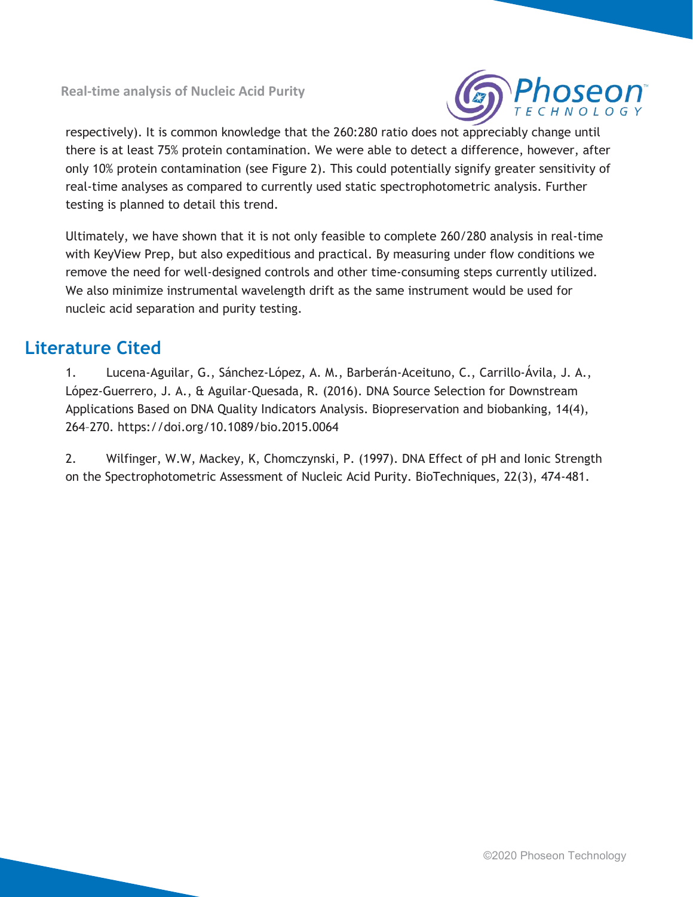respectively). It is common knowledge that the 260:280 ratio does not appreciably change until there is at least 75% protein contamination. We were able to detect a difference, however, after only 10% protein contamination (see Figure 2). This could potentially signify greater sensitivity of real-time analyses as compared to currently used static spectrophotometric analysis. Further testing is planned to detail this trend.

Ultimately, we have shown that it is not only feasible to complete 260/280 analysis in real-time with KeyView Prep, but also expeditious and practical. By measuring under flow conditions we remove the need for well-designed controls and other time-consuming steps currently utilized. We also minimize instrumental wavelength drift as the same instrument would be used for nucleic acid separation and purity testing.

## Literature Cited

1. Lucena-Aguilar, G., Sánchez-López, A. M., Barberán-Aceituno, C., Carrillo-Ávila, J. A., López-Guerrero, J. A., & Aguilar-Quesada, R. (2016). DNA Source Selection for Downstream Applications Based on DNA Quality Indicators Analysis. Biopreservation and biobanking, 14(4), 264–270. https://doi.org/10.1089/bio.2015.0064

2. Wilfinger, W.W, Mackey, K, Chomczynski, P. (1997). DNA Effect of pH and Ionic Strength on the Spectrophotometric Assessment of Nucleic Acid Purity. BioTechniques, 22(3), 474-481.